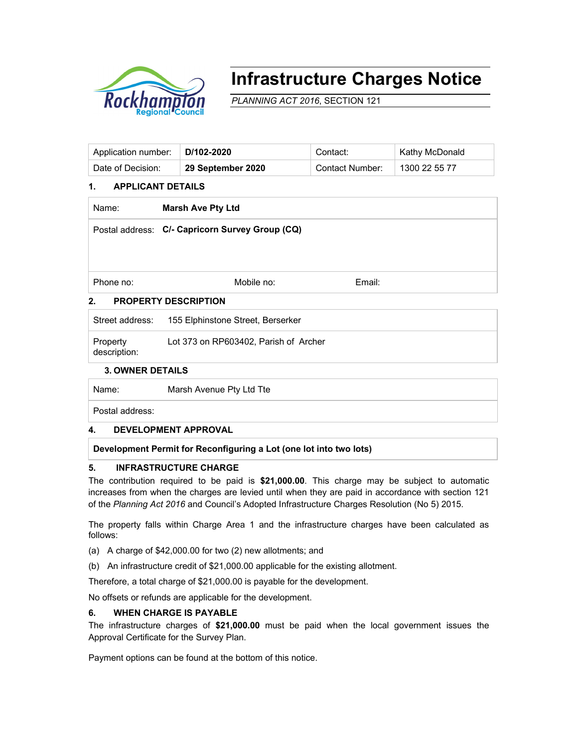# Infrastructure Charges Notice

*PLANNING ACT 2016*, SECTION 121

| Application number: | **D/102-2020** | Contact: | Kathy McDonald |
|---|---|---|---|
| Date of Decision: | **29 September 2020** | Contact Number: | 1300 22 55 77 |

## 1. APPLICANT DETAILS

| | |
|---|---|
| Name: | **Marsh Ave Pty Ltd** |
| Postal address: | **C/- Capricorn Survey Group (CQ)** |
| Phone no: | Mobile no: Email: |

## 2. PROPERTY DESCRIPTION

| | |
|---|---|
| Street address: | 155 Elphinstone Street, Berserker |
| Property description: | Lot 373 on RP603402, Parish of Archer |

## 3. OWNER DETAILS

| | |
|---|---|
| Name: | Marsh Avenue Pty Ltd Tte |
| Postal address: | |

## 4. DEVELOPMENT APPROVAL

**Development Permit for Reconfiguring a Lot (one lot into two lots)**

## 5. INFRASTRUCTURE CHARGE

The contribution required to be paid is **$21,000.00**. This charge may be subject to automatic increases from when the charges are levied until when they are paid in accordance with section 121 of the *Planning Act 2016* and Council's Adopted Infrastructure Charges Resolution (No 5) 2015.

The property falls within Charge Area 1 and the infrastructure charges have been calculated as follows:

(a) A charge of $42,000.00 for two (2) new allotments; and

(b) An infrastructure credit of $21,000.00 applicable for the existing allotment.

Therefore, a total charge of $21,000.00 is payable for the development.

No offsets or refunds are applicable for the development.

## 6. WHEN CHARGE IS PAYABLE

The infrastructure charges of **$21,000.00** must be paid when the local government issues the Approval Certificate for the Survey Plan.

Payment options can be found at the bottom of this notice.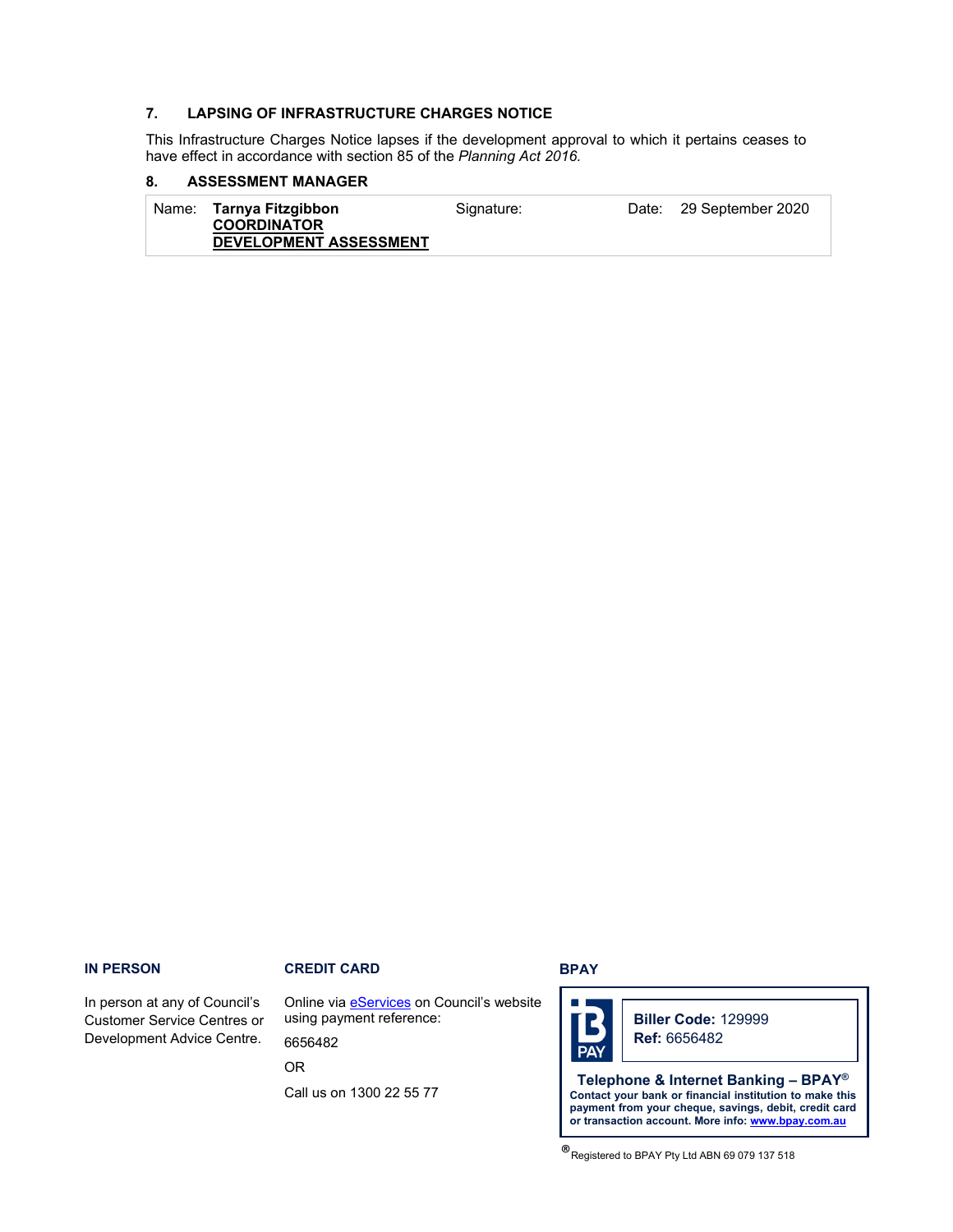## 7. LAPSING OF INFRASTRUCTURE CHARGES NOTICE

This Infrastructure Charges Notice lapses if the development approval to which it pertains ceases to have effect in accordance with section 85 of the *Planning Act 2016.*

## 8. ASSESSMENT MANAGER

| | | | |
|---|---|---|---|
| Name: **Tarnya Fitzgibbon** **COORDINATOR DEVELOPMENT ASSESSMENT** | Signature: | Date: | 29 September 2020 |

**IN PERSON**

In person at any of Council's Customer Service Centres or Development Advice Centre.

**CREDIT CARD**

Online via eServices on Council's website using payment reference:

6656482

OR

Call us on 1300 22 55 77

**BPAY**

B PAY

**Biller Code:** 129999
**Ref:** 6656482

**Telephone & Internet Banking – BPAY®**
**Contact your bank or financial institution to make this payment from your cheque, savings, debit, credit card or transaction account. More info: www.bpay.com.au**

® Registered to BPAY Pty Ltd ABN 69 079 137 518